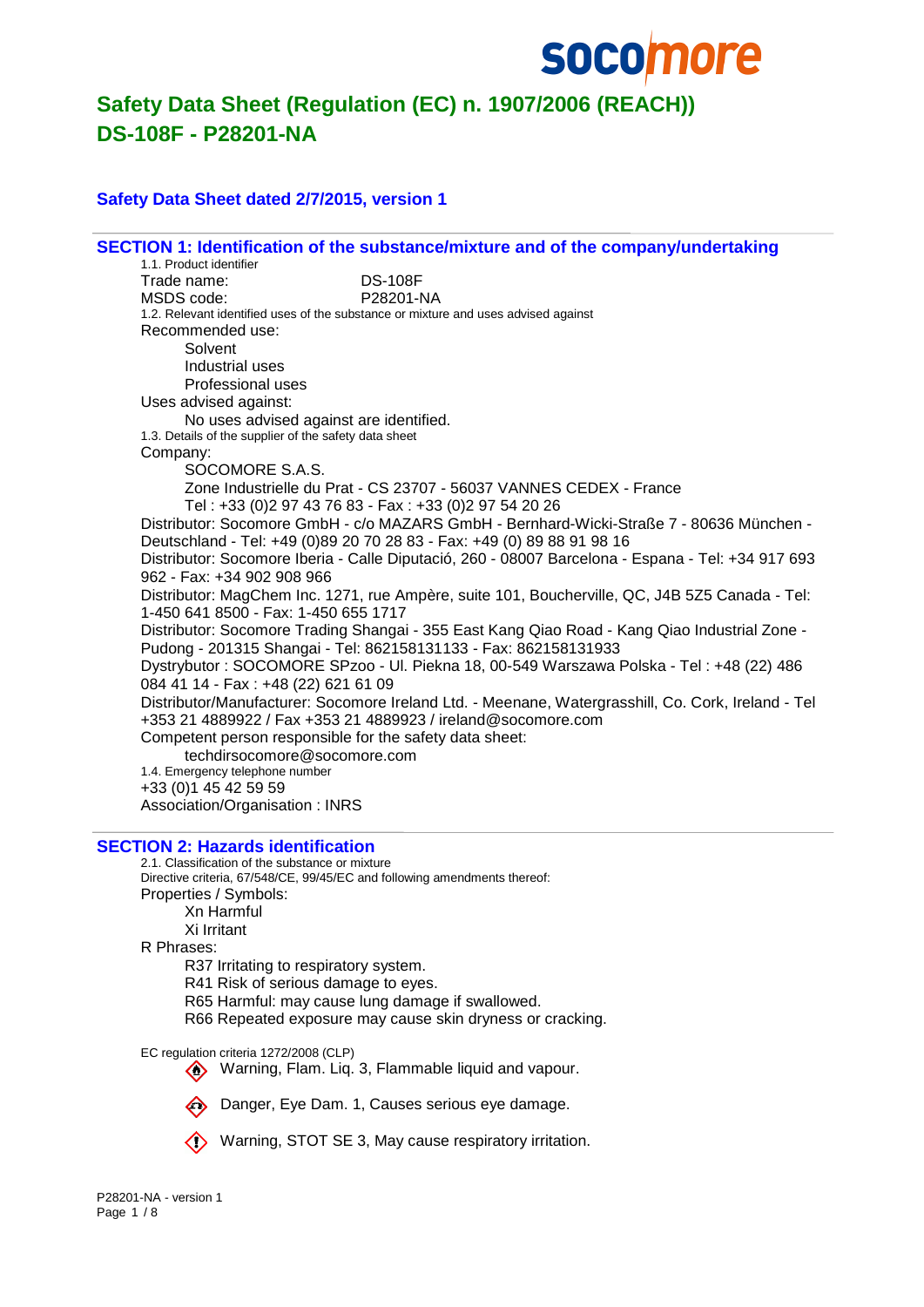# Safety Data Sheet (Regulation (EC) n. 1907/2006 (REACH))
# DS-108F - P28201-NA

### Safety Data Sheet dated 2/7/2015, version 1

## SECTION 1: Identification of the substance/mixture and of the company/undertaking

1.1. Product identifier

Trade name: DS-108F

MSDS code: P28201-NA

1.2. Relevant identified uses of the substance or mixture and uses advised against

Recommended use:

- Solvent
- Industrial uses
- Professional uses

Uses advised against:

- No uses advised against are identified.

1.3. Details of the supplier of the safety data sheet

Company:

SOCOMORE S.A.S.

Zone Industrielle du Prat - CS 23707 - 56037 VANNES CEDEX - France

Tel : +33 (0)2 97 43 76 83 - Fax : +33 (0)2 97 54 20 26

Distributor: Socomore GmbH - c/o MAZARS GmbH - Bernhard-Wicki-Straße 7 - 80636 München - Deutschland - Tel: +49 (0)89 20 70 28 83 - Fax: +49 (0) 89 88 91 98 16

Distributor: Socomore Iberia - Calle Diputació, 260 - 08007 Barcelona - Espana - Tel: +34 917 693 962 - Fax: +34 902 908 966

Distributor: MagChem Inc. 1271, rue Ampère, suite 101, Boucherville, QC, J4B 5Z5 Canada - Tel: 1-450 641 8500 - Fax: 1-450 655 1717

Distributor: Socomore Trading Shangai - 355 East Kang Qiao Road - Kang Qiao Industrial Zone - Pudong - 201315 Shangai - Tel: 862158131133 - Fax: 862158131933

Dystrybutor : SOCOMORE SPzoo - Ul. Piekna 18, 00-549 Warszawa Polska - Tel : +48 (22) 486 084 41 14 - Fax : +48 (22) 621 61 09

Distributor/Manufacturer: Socomore Ireland Ltd. - Meenane, Watergrasshill, Co. Cork, Ireland - Tel +353 21 4889922 / Fax +353 21 4889923 / ireland@socomore.com

Competent person responsible for the safety data sheet:

techdirsocomore@socomore.com

1.4. Emergency telephone number

+33 (0)1 45 42 59 59

Association/Organisation : INRS

## SECTION 2: Hazards identification

2.1. Classification of the substance or mixture

Directive criteria, 67/548/CE, 99/45/EC and following amendments thereof:

Properties / Symbols:

- Xn Harmful
- Xi Irritant

R Phrases:

- R37 Irritating to respiratory system.
- R41 Risk of serious damage to eyes.
- R65 Harmful: may cause lung damage if swallowed.
- R66 Repeated exposure may cause skin dryness or cracking.

EC regulation criteria 1272/2008 (CLP)

- Warning, Flam. Liq. 3, Flammable liquid and vapour.
- Danger, Eye Dam. 1, Causes serious eye damage.
- Warning, STOT SE 3, May cause respiratory irritation.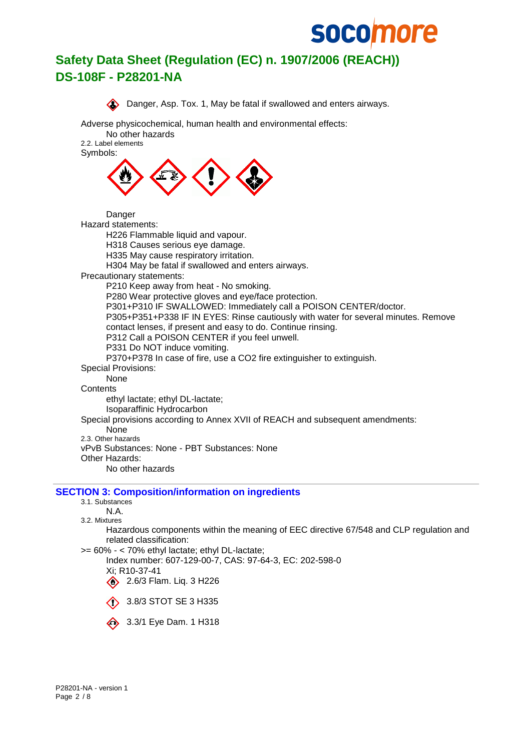Danger, Asp. Tox. 1, May be fatal if swallowed and enters airways.

Adverse physicochemical, human health and environmental effects:

No other hazards

2.2. Label elements

Symbols:

Danger

Hazard statements:

H226 Flammable liquid and vapour.
H318 Causes serious eye damage.
H335 May cause respiratory irritation.
H304 May be fatal if swallowed and enters airways.

Precautionary statements:

P210 Keep away from heat - No smoking.
P280 Wear protective gloves and eye/face protection.
P301+P310 IF SWALLOWED: Immediately call a POISON CENTER/doctor.
P305+P351+P338 IF IN EYES: Rinse cautiously with water for several minutes. Remove contact lenses, if present and easy to do. Continue rinsing.
P312 Call a POISON CENTER if you feel unwell.
P331 Do NOT induce vomiting.
P370+P378 In case of fire, use a CO2 fire extinguisher to extinguish.

Special Provisions:

None

Contents

ethyl lactate; ethyl DL-lactate;
Isoparaffinic Hydrocarbon

Special provisions according to Annex XVII of REACH and subsequent amendments:

None

2.3. Other hazards

vPvB Substances: None - PBT Substances: None

Other Hazards:

No other hazards

## SECTION 3: Composition/information on ingredients

3.1. Substances

N.A.

3.2. Mixtures

Hazardous components within the meaning of EEC directive 67/548 and CLP regulation and related classification:

>= 60% - < 70% ethyl lactate; ethyl DL-lactate;

Index number: 607-129-00-7, CAS: 97-64-3, EC: 202-598-0

Xi; R10-37-41

2.6/3 Flam. Liq. 3 H226

3.8/3 STOT SE 3 H335

3.3/1 Eye Dam. 1 H318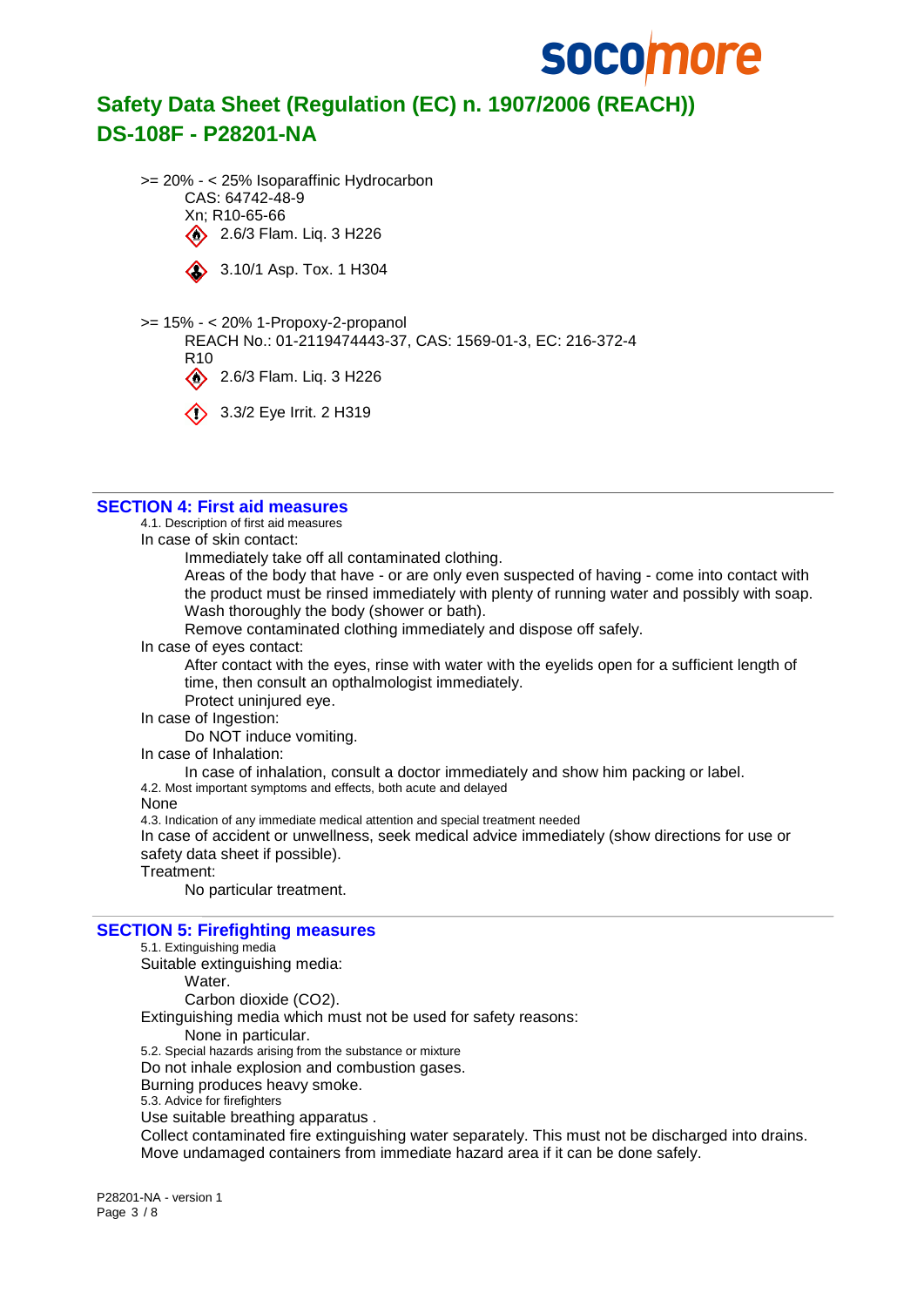>= 20% - < 25% Isoparaffinic Hydrocarbon
CAS: 64742-48-9
Xn; R10-65-66
2.6/3 Flam. Liq. 3 H226

3.10/1 Asp. Tox. 1 H304

>= 15% - < 20% 1-Propoxy-2-propanol
REACH No.: 01-2119474443-37, CAS: 1569-01-3, EC: 216-372-4
R10
2.6/3 Flam. Liq. 3 H226

3.3/2 Eye Irrit. 2 H319

## SECTION 4: First aid measures

4.1. Description of first aid measures

In case of skin contact:

Immediately take off all contaminated clothing.

Areas of the body that have - or are only even suspected of having - come into contact with the product must be rinsed immediately with plenty of running water and possibly with soap. Wash thoroughly the body (shower or bath).

Remove contaminated clothing immediately and dispose off safely.

In case of eyes contact:

After contact with the eyes, rinse with water with the eyelids open for a sufficient length of time, then consult an opthalmologist immediately.

Protect uninjured eye.

In case of Ingestion:

Do NOT induce vomiting.

In case of Inhalation:

In case of inhalation, consult a doctor immediately and show him packing or label.

4.2. Most important symptoms and effects, both acute and delayed

None

4.3. Indication of any immediate medical attention and special treatment needed

In case of accident or unwellness, seek medical advice immediately (show directions for use or safety data sheet if possible).

Treatment:

No particular treatment.

## SECTION 5: Firefighting measures

5.1. Extinguishing media

Suitable extinguishing media:

Water.

Carbon dioxide ($CO_2$).

Extinguishing media which must not be used for safety reasons:

None in particular.

5.2. Special hazards arising from the substance or mixture

Do not inhale explosion and combustion gases.

Burning produces heavy smoke.

5.3. Advice for firefighters

Use suitable breathing apparatus .

Collect contaminated fire extinguishing water separately. This must not be discharged into drains.

Move undamaged containers from immediate hazard area if it can be done safely.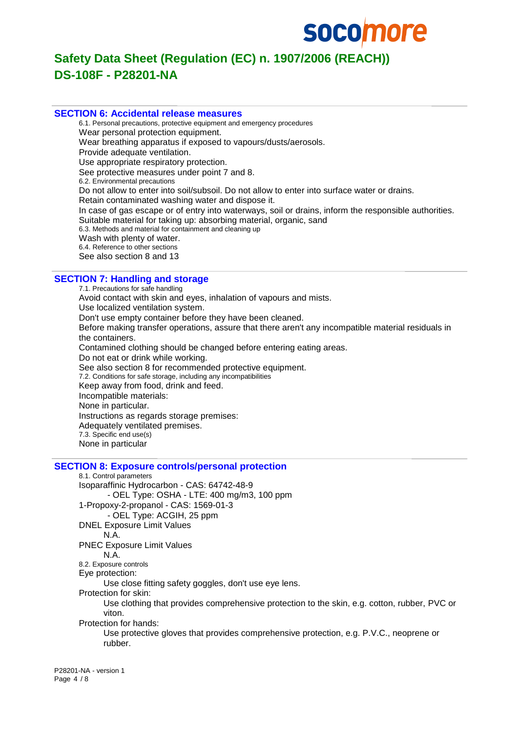## SECTION 6: Accidental release measures

6.1. Personal precautions, protective equipment and emergency procedures

Wear personal protection equipment.

Wear breathing apparatus if exposed to vapours/dusts/aerosols.

Provide adequate ventilation.

Use appropriate respiratory protection.

See protective measures under point 7 and 8.

6.2. Environmental precautions

Do not allow to enter into soil/subsoil. Do not allow to enter into surface water or drains.

Retain contaminated washing water and dispose it.

In case of gas escape or of entry into waterways, soil or drains, inform the responsible authorities.

Suitable material for taking up: absorbing material, organic, sand

6.3. Methods and material for containment and cleaning up

Wash with plenty of water.

6.4. Reference to other sections

See also section 8 and 13

## SECTION 7: Handling and storage

7.1. Precautions for safe handling

Avoid contact with skin and eyes, inhalation of vapours and mists.

Use localized ventilation system.

Don't use empty container before they have been cleaned.

Before making transfer operations, assure that there aren't any incompatible material residuals in the containers.

Contamined clothing should be changed before entering eating areas.

Do not eat or drink while working.

See also section 8 for recommended protective equipment.

7.2. Conditions for safe storage, including any incompatibilities

Keep away from food, drink and feed.

Incompatible materials:

None in particular.

Instructions as regards storage premises:

Adequately ventilated premises.

7.3. Specific end use(s)

None in particular

## SECTION 8: Exposure controls/personal protection

8.1. Control parameters

Isoparaffinic Hydrocarbon - CAS: 64742-48-9

- OEL Type: OSHA - LTE: 400 mg/m3, 100 ppm

1-Propoxy-2-propanol - CAS: 1569-01-3

- OEL Type: ACGIH, 25 ppm

DNEL Exposure Limit Values

N.A.

PNEC Exposure Limit Values

N.A.

8.2. Exposure controls

Eye protection:

Use close fitting safety goggles, don't use eye lens.

Protection for skin:

Use clothing that provides comprehensive protection to the skin, e.g. cotton, rubber, PVC or viton.

Protection for hands:

Use protective gloves that provides comprehensive protection, e.g. P.V.C., neoprene or rubber.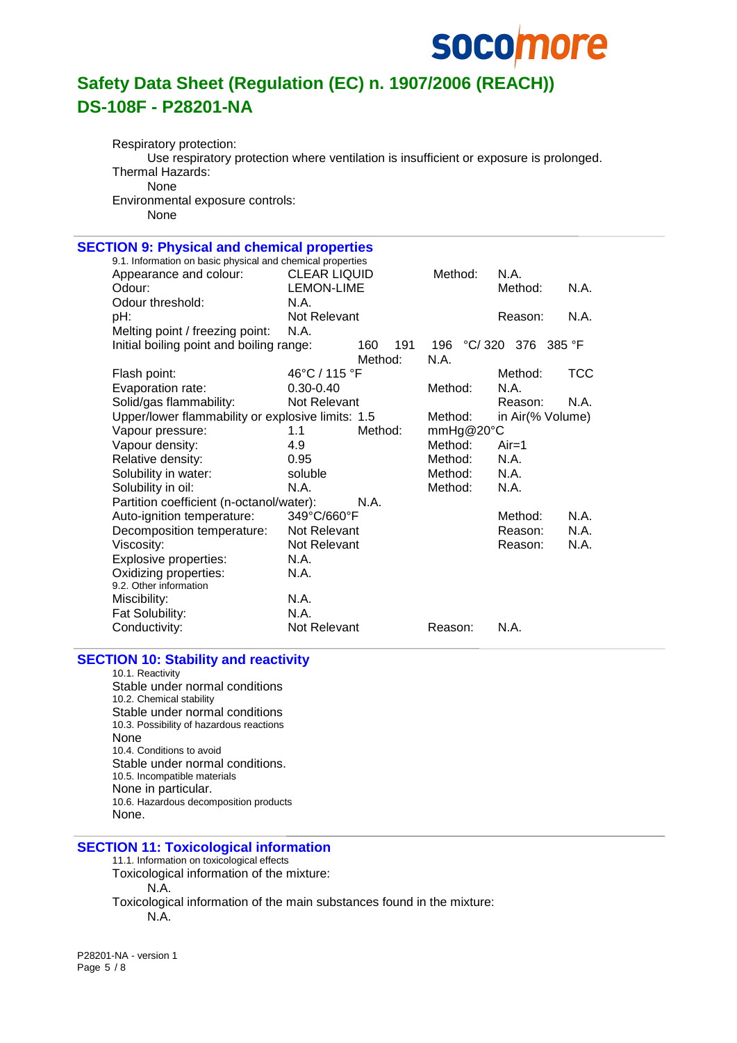Respiratory protection:

Use respiratory protection where ventilation is insufficient or exposure is prolonged.

Thermal Hazards:

None

Environmental exposure controls:

None

## SECTION 9: Physical and chemical properties

9.1. Information on basic physical and chemical properties

| Property | Value | | |
|---|---|---|---|
| Appearance and colour: | CLEAR LIQUID | Method: | N.A. |
| Odour: | LEMON-LIME | Method: | N.A. |
| Odour threshold: | N.A. | | |
| pH: | Not Relevant | Reason: | N.A. |
| Melting point / freezing point: | N.A. | | |
| Initial boiling point and boiling range: | 160 191 196 °C/ 320 376 385 °F | Method: | N.A. |
| Flash point: | 46°C / 115 °F | Method: | TCC |
| Evaporation rate: | 0.30-0.40 | Method: | N.A. |
| Solid/gas flammability: | Not Relevant | Reason: | N.A. |
| Upper/lower flammability or explosive limits: | 1.5 | Method: | in Air(% Volume) |
| Vapour pressure: | 1.1 | Method: | mmHg@20°C |
| Vapour density: | 4.9 | Method: | Air=1 |
| Relative density: | 0.95 | Method: | N.A. |
| Solubility in water: | soluble | Method: | N.A. |
| Solubility in oil: | N.A. | Method: | N.A. |
| Partition coefficient (n-octanol/water): | N.A. | | |
| Auto-ignition temperature: | 349°C/660°F | Method: | N.A. |
| Decomposition temperature: | Not Relevant | Reason: | N.A. |
| Viscosity: | Not Relevant | Reason: | N.A. |
| Explosive properties: | N.A. | | |
| Oxidizing properties: | N.A. | | |

9.2. Other information

| Property | Value | | |
|---|---|---|---|
| Miscibility: | N.A. | | |
| Fat Solubility: | N.A. | | |
| Conductivity: | Not Relevant | Reason: | N.A. |

## SECTION 10: Stability and reactivity

10.1. Reactivity

Stable under normal conditions

10.2. Chemical stability

Stable under normal conditions

10.3. Possibility of hazardous reactions

None

10.4. Conditions to avoid

Stable under normal conditions.

10.5. Incompatible materials

None in particular.

10.6. Hazardous decomposition products

None.

## SECTION 11: Toxicological information

11.1. Information on toxicological effects

Toxicological information of the mixture:

N.A.

Toxicological information of the main substances found in the mixture:

N.A.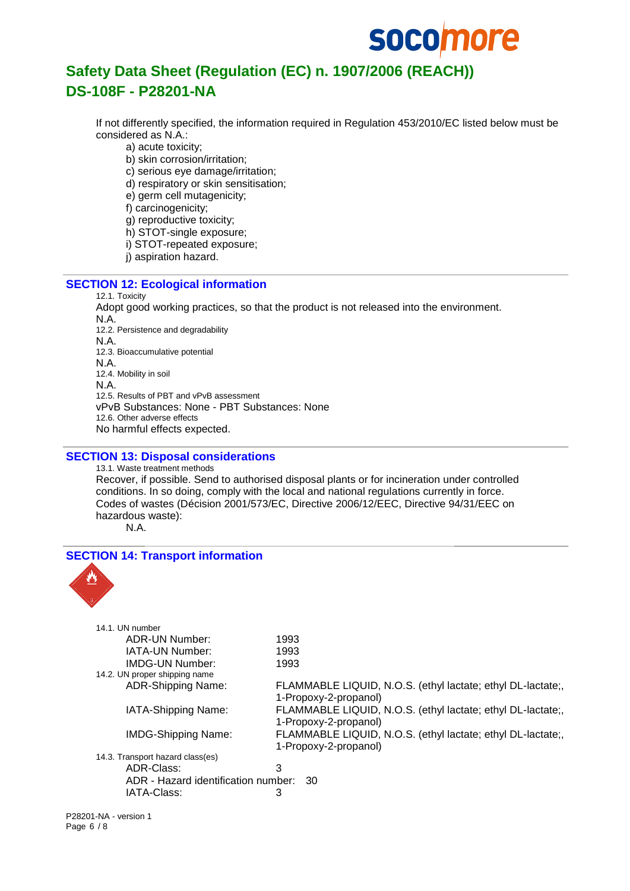If not differently specified, the information required in Regulation 453/2010/EC listed below must be considered as N.A.:

- a) acute toxicity;
- b) skin corrosion/irritation;
- c) serious eye damage/irritation;
- d) respiratory or skin sensitisation;
- e) germ cell mutagenicity;
- f) carcinogenicity;
- g) reproductive toxicity;
- h) STOT-single exposure;
- i) STOT-repeated exposure;
- j) aspiration hazard.

## SECTION 12: Ecological information

12.1. Toxicity

Adopt good working practices, so that the product is not released into the environment.

N.A.

12.2. Persistence and degradability

N.A.

12.3. Bioaccumulative potential

N.A.

12.4. Mobility in soil

N.A.

12.5. Results of PBT and vPvB assessment

vPvB Substances: None - PBT Substances: None

12.6. Other adverse effects

No harmful effects expected.

## SECTION 13: Disposal considerations

13.1. Waste treatment methods

Recover, if possible. Send to authorised disposal plants or for incineration under controlled conditions. In so doing, comply with the local and national regulations currently in force.

Codes of wastes (Décision 2001/573/EC, Directive 2006/12/EEC, Directive 94/31/EEC on hazardous waste):

N.A.

## SECTION 14: Transport information

14.1. UN number

| | |
|---|---|
| ADR-UN Number: | 1993 |
| IATA-UN Number: | 1993 |
| IMDG-UN Number: | 1993 |

14.2. UN proper shipping name

| | |
|---|---|
| ADR-Shipping Name: | FLAMMABLE LIQUID, N.O.S. (ethyl lactate; ethyl DL-lactate;, 1-Propoxy-2-propanol) |
| IATA-Shipping Name: | FLAMMABLE LIQUID, N.O.S. (ethyl lactate; ethyl DL-lactate;, 1-Propoxy-2-propanol) |
| IMDG-Shipping Name: | FLAMMABLE LIQUID, N.O.S. (ethyl lactate; ethyl DL-lactate;, 1-Propoxy-2-propanol) |

14.3. Transport hazard class(es)

| | |
|---|---|
| ADR-Class: | 3 |
| ADR - Hazard identification number: | 30 |
| IATA-Class: | 3 |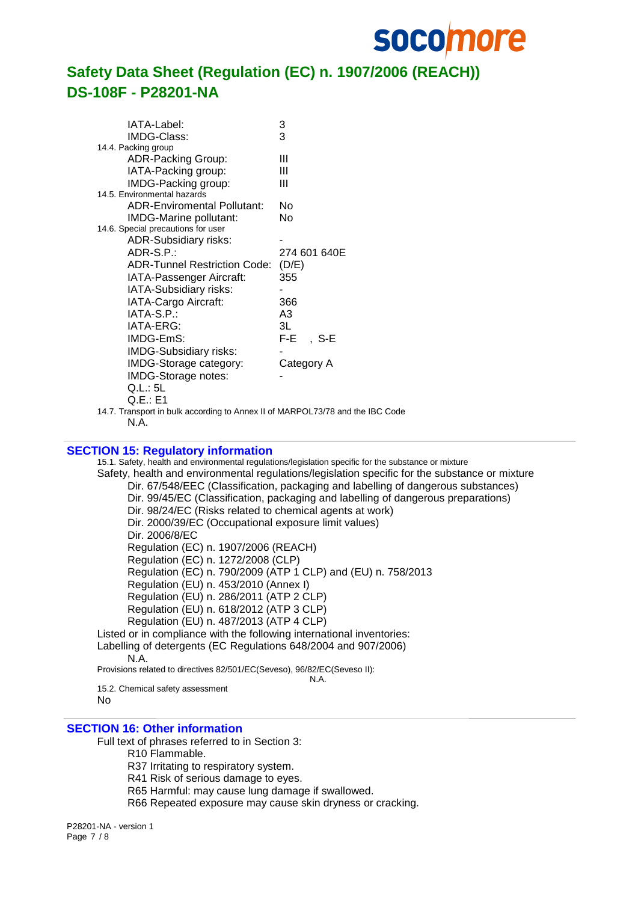| | |
|---|---|
| IATA-Label: | 3 |
| IMDG-Class: | 3 |

14.4. Packing group

| | |
|---|---|
| ADR-Packing Group: | III |
| IATA-Packing group: | III |
| IMDG-Packing group: | III |

14.5. Environmental hazards

| | |
|---|---|
| ADR-Enviromental Pollutant: | No |
| IMDG-Marine pollutant: | No |

14.6. Special precautions for user

| | |
|---|---|
| ADR-Subsidiary risks: | - |
| ADR-S.P.: | 274 601 640E |
| ADR-Tunnel Restriction Code: | (D/E) |
| IATA-Passenger Aircraft: | 355 |
| IATA-Subsidiary risks: | - |
| IATA-Cargo Aircraft: | 366 |
| IATA-S.P.: | A3 |
| IATA-ERG: | 3L |
| IMDG-EmS: | F-E , S-E |
| IMDG-Subsidiary risks: | - |
| IMDG-Storage category: | Category A |
| IMDG-Storage notes: | - |

Q.L.: 5L
Q.E.: E1

14.7. Transport in bulk according to Annex II of MARPOL73/78 and the IBC Code
N.A.

## SECTION 15: Regulatory information

15.1. Safety, health and environmental regulations/legislation specific for the substance or mixture

Safety, health and environmental regulations/legislation specific for the substance or mixture

- Dir. 67/548/EEC (Classification, packaging and labelling of dangerous substances)
- Dir. 99/45/EC (Classification, packaging and labelling of dangerous preparations)
- Dir. 98/24/EC (Risks related to chemical agents at work)
- Dir. 2000/39/EC (Occupational exposure limit values)
- Dir. 2006/8/EC
- Regulation (EC) n. 1907/2006 (REACH)
- Regulation (EC) n. 1272/2008 (CLP)
- Regulation (EC) n. 790/2009 (ATP 1 CLP) and (EU) n. 758/2013
- Regulation (EU) n. 453/2010 (Annex I)
- Regulation (EU) n. 286/2011 (ATP 2 CLP)
- Regulation (EU) n. 618/2012 (ATP 3 CLP)
- Regulation (EU) n. 487/2013 (ATP 4 CLP)

Listed or in compliance with the following international inventories:

Labelling of detergents (EC Regulations 648/2004 and 907/2006)
N.A.

Provisions related to directives 82/501/EC(Seveso), 96/82/EC(Seveso II):
N.A.

15.2. Chemical safety assessment

No

## SECTION 16: Other information

Full text of phrases referred to in Section 3:

- R10 Flammable.
- R37 Irritating to respiratory system.
- R41 Risk of serious damage to eyes.
- R65 Harmful: may cause lung damage if swallowed.
- R66 Repeated exposure may cause skin dryness or cracking.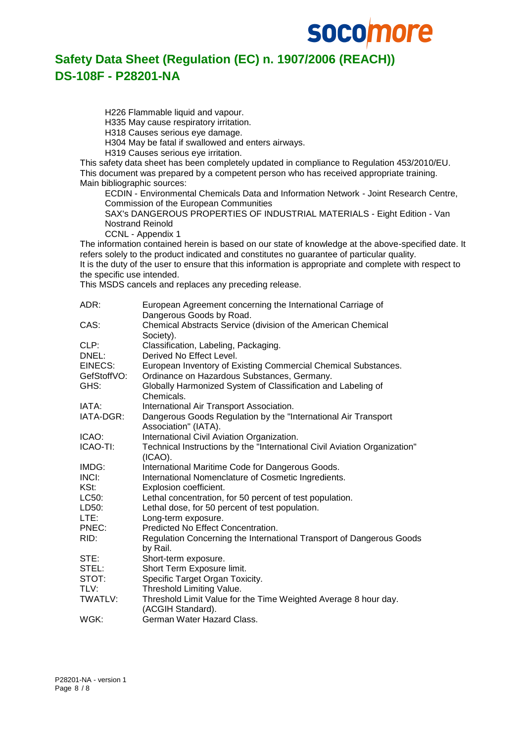H226 Flammable liquid and vapour.
H335 May cause respiratory irritation.
H318 Causes serious eye damage.
H304 May be fatal if swallowed and enters airways.
H319 Causes serious eye irritation.

This safety data sheet has been completely updated in compliance to Regulation 453/2010/EU.
This document was prepared by a competent person who has received appropriate training.
Main bibliographic sources:

ECDIN - Environmental Chemicals Data and Information Network - Joint Research Centre, Commission of the European Communities
SAX's DANGEROUS PROPERTIES OF INDUSTRIAL MATERIALS - Eight Edition - Van Nostrand Reinold
CCNL - Appendix 1

The information contained herein is based on our state of knowledge at the above-specified date. It refers solely to the product indicated and constitutes no guarantee of particular quality.
It is the duty of the user to ensure that this information is appropriate and complete with respect to the specific use intended.
This MSDS cancels and replaces any preceding release.

| | |
|---|---|
| ADR: | European Agreement concerning the International Carriage of Dangerous Goods by Road. |
| CAS: | Chemical Abstracts Service (division of the American Chemical Society). |
| CLP: | Classification, Labeling, Packaging. |
| DNEL: | Derived No Effect Level. |
| EINECS: | European Inventory of Existing Commercial Chemical Substances. |
| GefStoffVO: | Ordinance on Hazardous Substances, Germany. |
| GHS: | Globally Harmonized System of Classification and Labeling of Chemicals. |
| IATA: | International Air Transport Association. |
| IATA-DGR: | Dangerous Goods Regulation by the "International Air Transport Association" (IATA). |
| ICAO: | International Civil Aviation Organization. |
| ICAO-TI: | Technical Instructions by the "International Civil Aviation Organization" (ICAO). |
| IMDG: | International Maritime Code for Dangerous Goods. |
| INCI: | International Nomenclature of Cosmetic Ingredients. |
| KSt: | Explosion coefficient. |
| LC50: | Lethal concentration, for 50 percent of test population. |
| LD50: | Lethal dose, for 50 percent of test population. |
| LTE: | Long-term exposure. |
| PNEC: | Predicted No Effect Concentration. |
| RID: | Regulation Concerning the International Transport of Dangerous Goods by Rail. |
| STE: | Short-term exposure. |
| STEL: | Short Term Exposure limit. |
| STOT: | Specific Target Organ Toxicity. |
| TLV: | Threshold Limiting Value. |
| TWATLV: | Threshold Limit Value for the Time Weighted Average 8 hour day. (ACGIH Standard). |
| WGK: | German Water Hazard Class. |